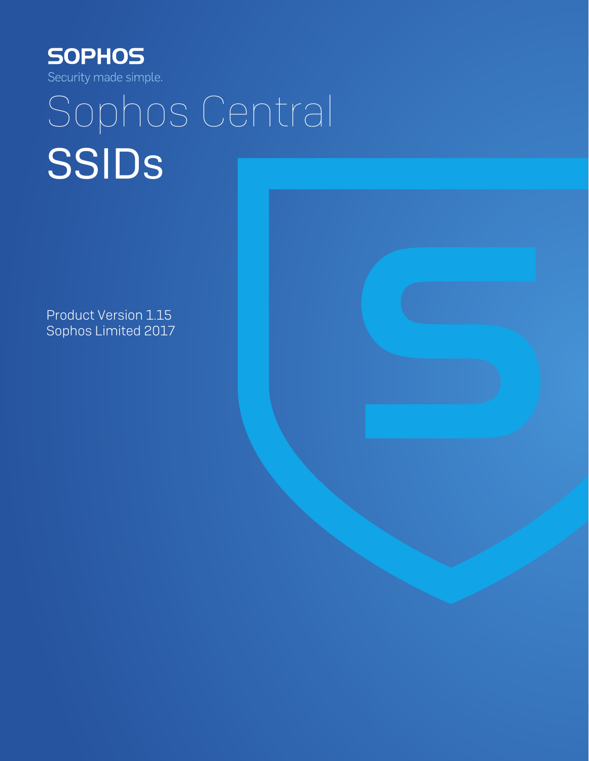SOPHOS

Security made simple.

# Sophos Central

# SSIDs

Product Version 1.15

Sophos Limited 2017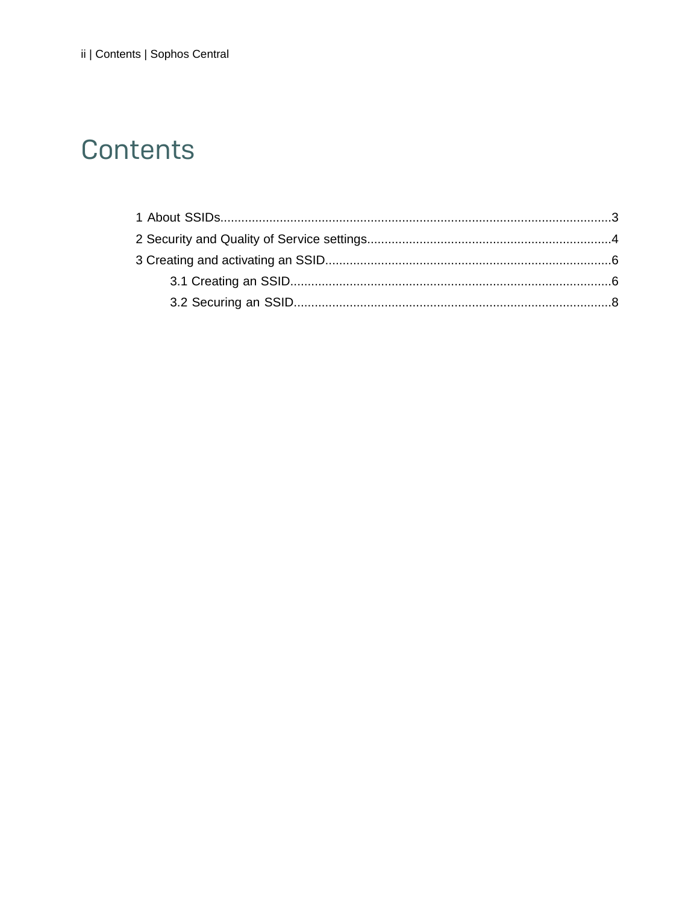# Contents

1 About SSIDs..........3
2 Security and Quality of Service settings..........4
3 Creating and activating an SSID..........6
   3.1 Creating an SSID..........6
   3.2 Securing an SSID..........8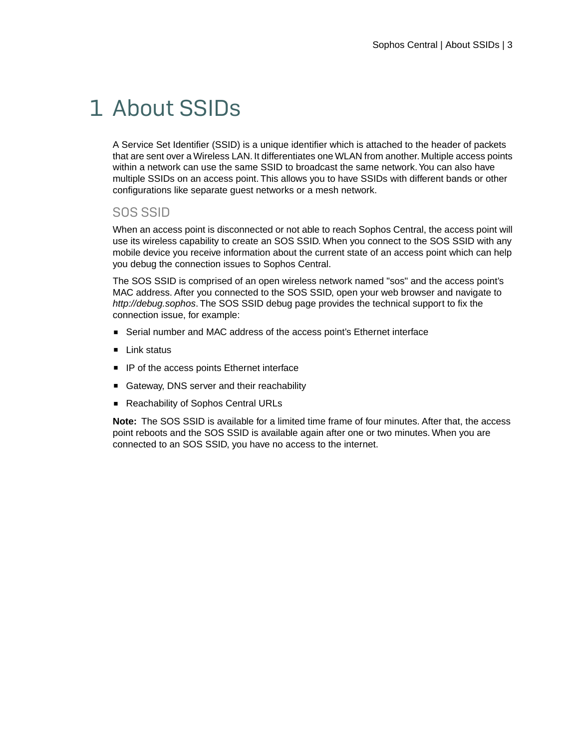# 1 About SSIDs

A Service Set Identifier (SSID) is a unique identifier which is attached to the header of packets that are sent over a Wireless LAN. It differentiates one WLAN from another. Multiple access points within a network can use the same SSID to broadcast the same network. You can also have multiple SSIDs on an access point. This allows you to have SSIDs with different bands or other configurations like separate guest networks or a mesh network.

## SOS SSID

When an access point is disconnected or not able to reach Sophos Central, the access point will use its wireless capability to create an SOS SSID. When you connect to the SOS SSID with any mobile device you receive information about the current state of an access point which can help you debug the connection issues to Sophos Central.

The SOS SSID is comprised of an open wireless network named "sos" and the access point's MAC address. After you connected to the SOS SSID, open your web browser and navigate to *http://debug.sophos*. The SOS SSID debug page provides the technical support to fix the connection issue, for example:

- Serial number and MAC address of the access point's Ethernet interface
- Link status
- IP of the access points Ethernet interface
- Gateway, DNS server and their reachability
- Reachability of Sophos Central URLs

**Note:** The SOS SSID is available for a limited time frame of four minutes. After that, the access point reboots and the SOS SSID is available again after one or two minutes. When you are connected to an SOS SSID, you have no access to the internet.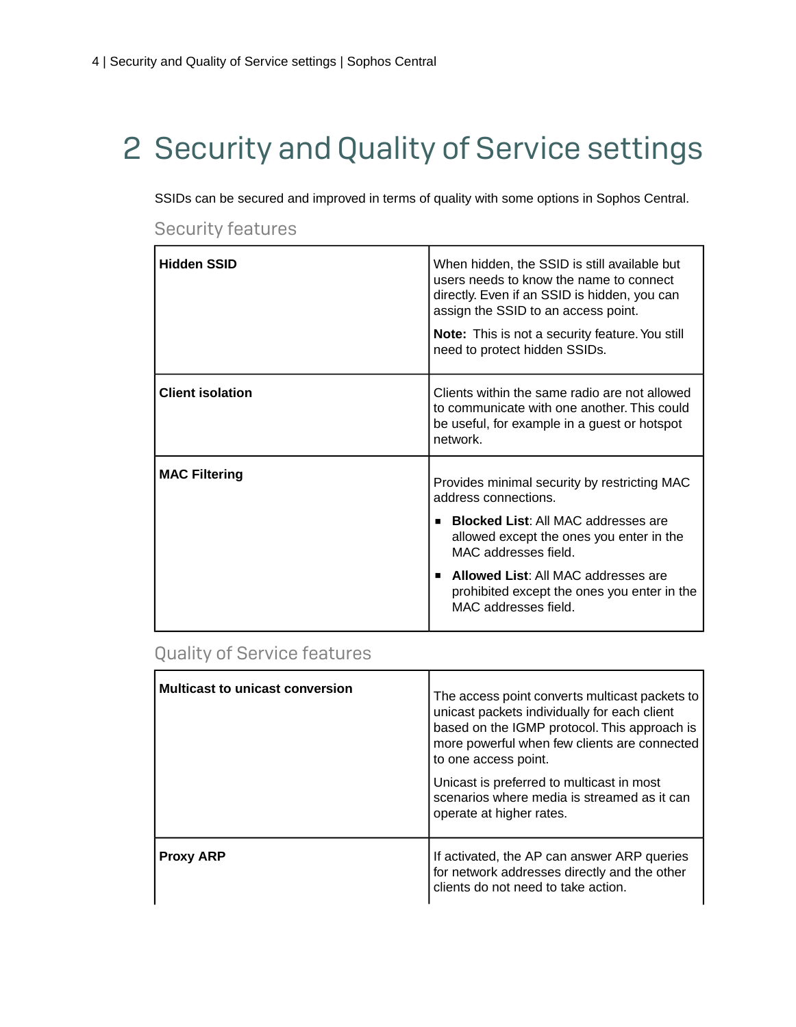# 2 Security and Quality of Service settings

SSIDs can be secured and improved in terms of quality with some options in Sophos Central.

## Security features

| | |
|---|---|
| **Hidden SSID** | When hidden, the SSID is still available but users needs to know the name to connect directly. Even if an SSID is hidden, you can assign the SSID to an access point.<br><br>**Note:** This is not a security feature. You still need to protect hidden SSIDs. |
| **Client isolation** | Clients within the same radio are not allowed to communicate with one another. This could be useful, for example in a guest or hotspot network. |
| **MAC Filtering** | Provides minimal security by restricting MAC address connections.<br><br>▪ **Blocked List**: All MAC addresses are allowed except the ones you enter in the MAC addresses field.<br><br>▪ **Allowed List**: All MAC addresses are prohibited except the ones you enter in the MAC addresses field. |

## Quality of Service features

| | |
|---|---|
| **Multicast to unicast conversion** | The access point converts multicast packets to unicast packets individually for each client based on the IGMP protocol. This approach is more powerful when few clients are connected to one access point.<br><br>Unicast is preferred to multicast in most scenarios where media is streamed as it can operate at higher rates. |
| **Proxy ARP** | If activated, the AP can answer ARP queries for network addresses directly and the other clients do not need to take action. |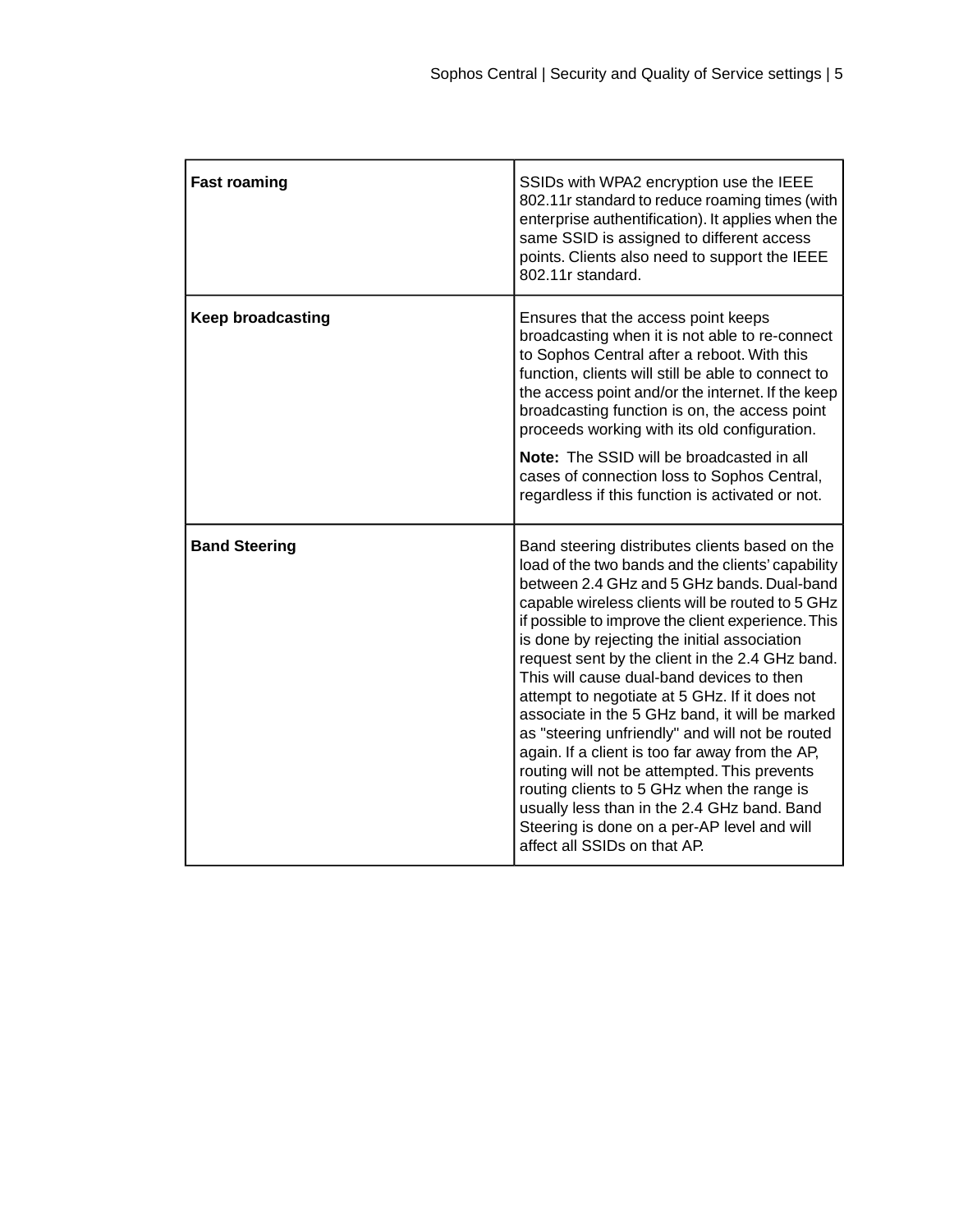| | |
|---|---|
| **Fast roaming** | SSIDs with WPA2 encryption use the IEEE 802.11r standard to reduce roaming times (with enterprise authentification). It applies when the same SSID is assigned to different access points. Clients also need to support the IEEE 802.11r standard. |
| **Keep broadcasting** | Ensures that the access point keeps broadcasting when it is not able to re-connect to Sophos Central after a reboot. With this function, clients will still be able to connect to the access point and/or the internet. If the keep broadcasting function is on, the access point proceeds working with its old configuration.<br><br>**Note:** The SSID will be broadcasted in all cases of connection loss to Sophos Central, regardless if this function is activated or not. |
| **Band Steering** | Band steering distributes clients based on the load of the two bands and the clients' capability between 2.4 GHz and 5 GHz bands. Dual-band capable wireless clients will be routed to 5 GHz if possible to improve the client experience. This is done by rejecting the initial association request sent by the client in the 2.4 GHz band. This will cause dual-band devices to then attempt to negotiate at 5 GHz. If it does not associate in the 5 GHz band, it will be marked as "steering unfriendly" and will not be routed again. If a client is too far away from the AP, routing will not be attempted. This prevents routing clients to 5 GHz when the range is usually less than in the 2.4 GHz band. Band Steering is done on a per-AP level and will affect all SSIDs on that AP. |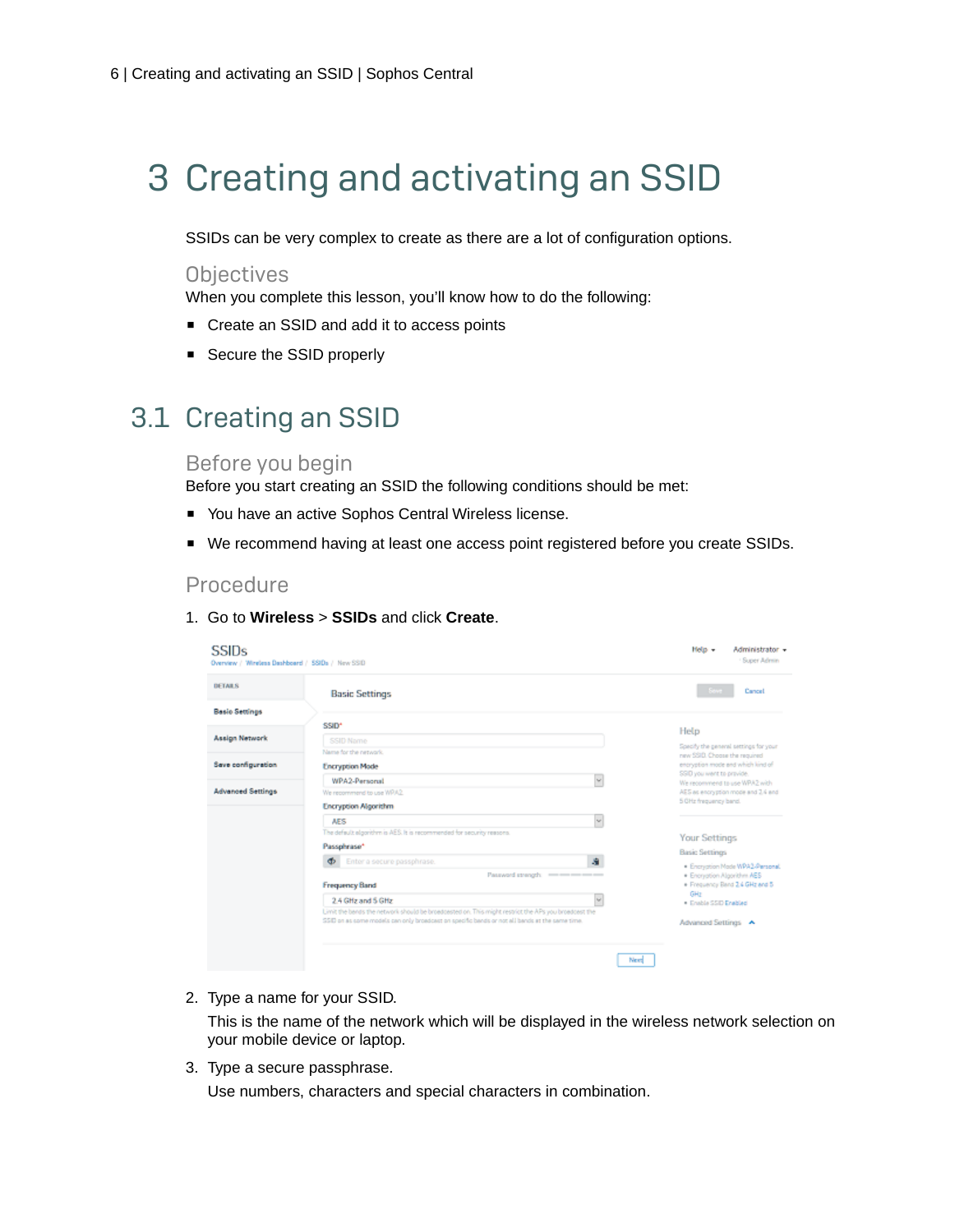# 3 Creating and activating an SSID

SSIDs can be very complex to create as there are a lot of configuration options.

### Objectives

When you complete this lesson, you'll know how to do the following:

- Create an SSID and add it to access points
- Secure the SSID properly

## 3.1 Creating an SSID

### Before you begin

Before you start creating an SSID the following conditions should be met:

- You have an active Sophos Central Wireless license.
- We recommend having at least one access point registered before you create SSIDs.

### Procedure

1. Go to **Wireless** > **SSIDs** and click **Create**.

2. Type a name for your SSID.

   This is the name of the network which will be displayed in the wireless network selection on your mobile device or laptop.

3. Type a secure passphrase.

   Use numbers, characters and special characters in combination.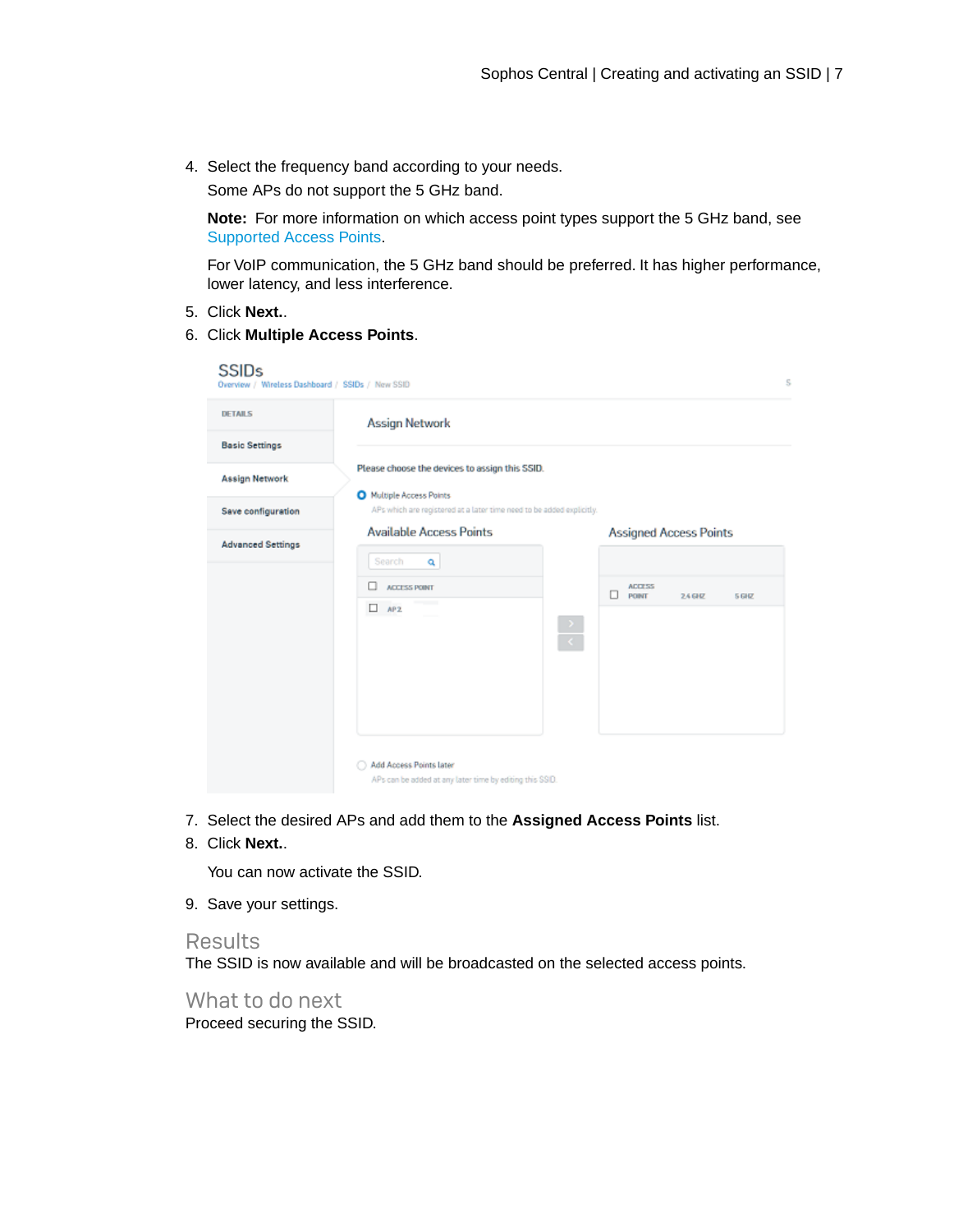4. Select the frequency band according to your needs.

   Some APs do not support the 5 GHz band.

   **Note:** For more information on which access point types support the 5 GHz band, see Supported Access Points.

   For VoIP communication, the 5 GHz band should be preferred. It has higher performance, lower latency, and less interference.

5. Click **Next.**.
6. Click **Multiple Access Points**.

7. Select the desired APs and add them to the **Assigned Access Points** list.
8. Click **Next.**.

   You can now activate the SSID.

9. Save your settings.

## Results

The SSID is now available and will be broadcasted on the selected access points.

## What to do next

Proceed securing the SSID.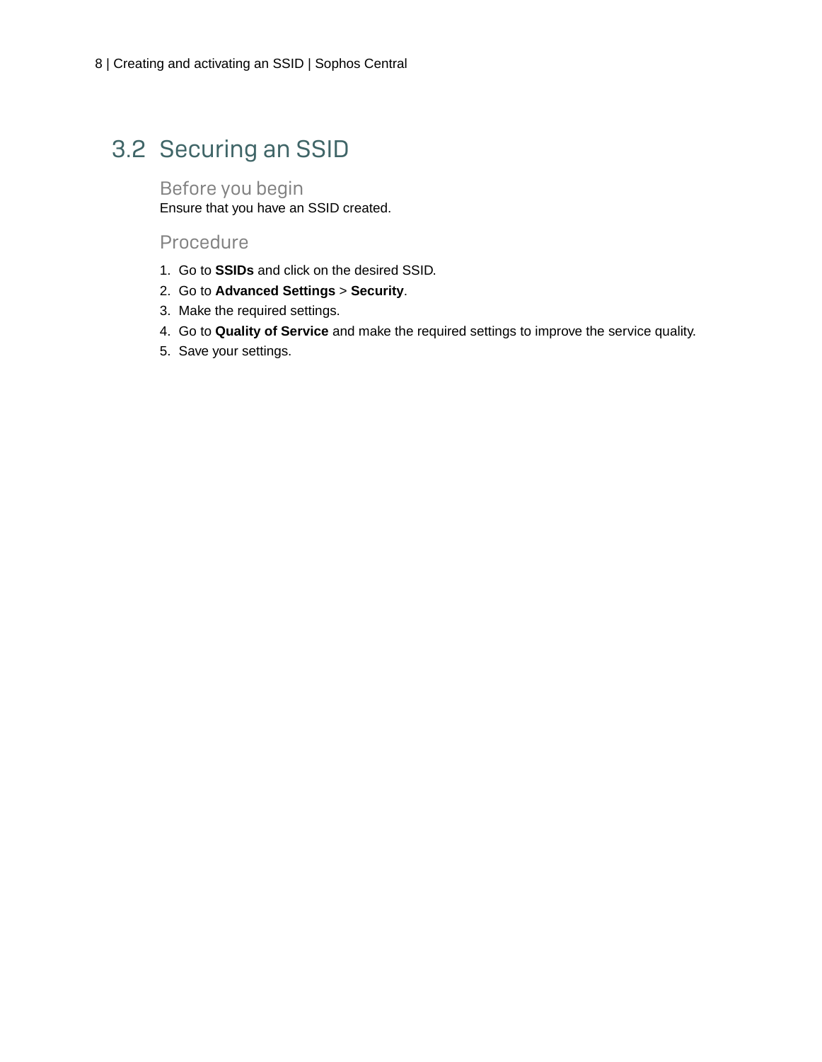## 3.2 Securing an SSID

### Before you begin

Ensure that you have an SSID created.

### Procedure

1. Go to **SSIDs** and click on the desired SSID.
2. Go to **Advanced Settings** > **Security**.
3. Make the required settings.
4. Go to **Quality of Service** and make the required settings to improve the service quality.
5. Save your settings.